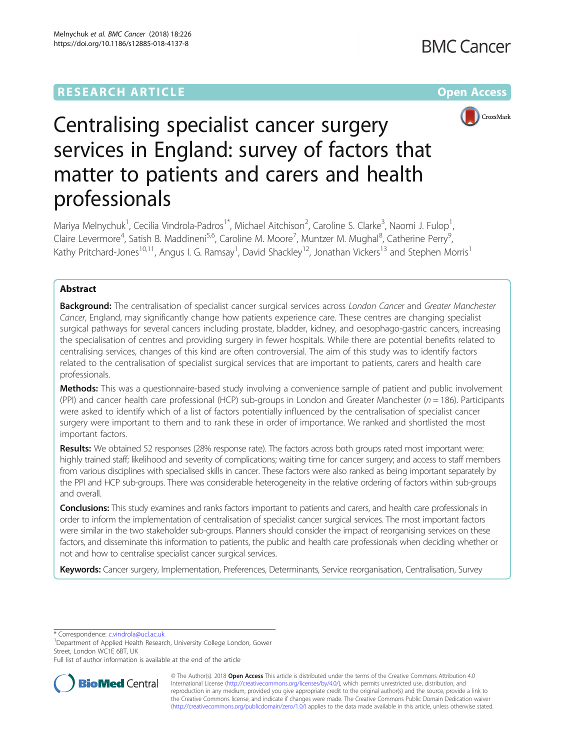RESEARCH ARTICLE

Open Access

# Centralising specialist cancer surgery services in England: survey of factors that matter to patients and carers and health professionals

Mariya Melnychuk[1], Cecilia Vindrola-Padros[1*], Michael Aitchison[2], Caroline S. Clarke[3], Naomi J. Fulop[1], Claire Levermore[4], Satish B. Maddineni[5,6], Caroline M. Moore[7], Muntzer M. Mughal[8], Catherine Perry[9], Kathy Pritchard-Jones[10,11], Angus I. G. Ramsay[1], David Shackley[12], Jonathan Vickers[13] and Stephen Morris[1]

## Abstract

**Background:** The centralisation of specialist cancer surgical services across *London Cancer* and *Greater Manchester Cancer*, England, may significantly change how patients experience care. These centres are changing specialist surgical pathways for several cancers including prostate, bladder, kidney, and oesophago-gastric cancers, increasing the specialisation of centres and providing surgery in fewer hospitals. While there are potential benefits related to centralising services, changes of this kind are often controversial. The aim of this study was to identify factors related to the centralisation of specialist surgical services that are important to patients, carers and health care professionals.

**Methods:** This was a questionnaire-based study involving a convenience sample of patient and public involvement (PPI) and cancer health care professional (HCP) sub-groups in London and Greater Manchester ($n = 186$). Participants were asked to identify which of a list of factors potentially influenced by the centralisation of specialist cancer surgery were important to them and to rank these in order of importance. We ranked and shortlisted the most important factors.

**Results:** We obtained 52 responses (28% response rate). The factors across both groups rated most important were: highly trained staff; likelihood and severity of complications; waiting time for cancer surgery; and access to staff members from various disciplines with specialised skills in cancer. These factors were also ranked as being important separately by the PPI and HCP sub-groups. There was considerable heterogeneity in the relative ordering of factors within sub-groups and overall.

**Conclusions:** This study examines and ranks factors important to patients and carers, and health care professionals in order to inform the implementation of centralisation of specialist cancer surgical services. The most important factors were similar in the two stakeholder sub-groups. Planners should consider the impact of reorganising services on these factors, and disseminate this information to patients, the public and health care professionals when deciding whether or not and how to centralise specialist cancer surgical services.

**Keywords:** Cancer surgery, Implementation, Preferences, Determinants, Service reorganisation, Centralisation, Survey

\* Correspondence: c.vindrola@ucl.ac.uk
[1]Department of Applied Health Research, University College London, Gower Street, London WC1E 6BT, UK
Full list of author information is available at the end of the article

© The Author(s). 2018 **Open Access** This article is distributed under the terms of the Creative Commons Attribution 4.0 International License (http://creativecommons.org/licenses/by/4.0/), which permits unrestricted use, distribution, and reproduction in any medium, provided you give appropriate credit to the original author(s) and the source, provide a link to the Creative Commons license, and indicate if changes were made. The Creative Commons Public Domain Dedication waiver (http://creativecommons.org/publicdomain/zero/1.0/) applies to the data made available in this article, unless otherwise stated.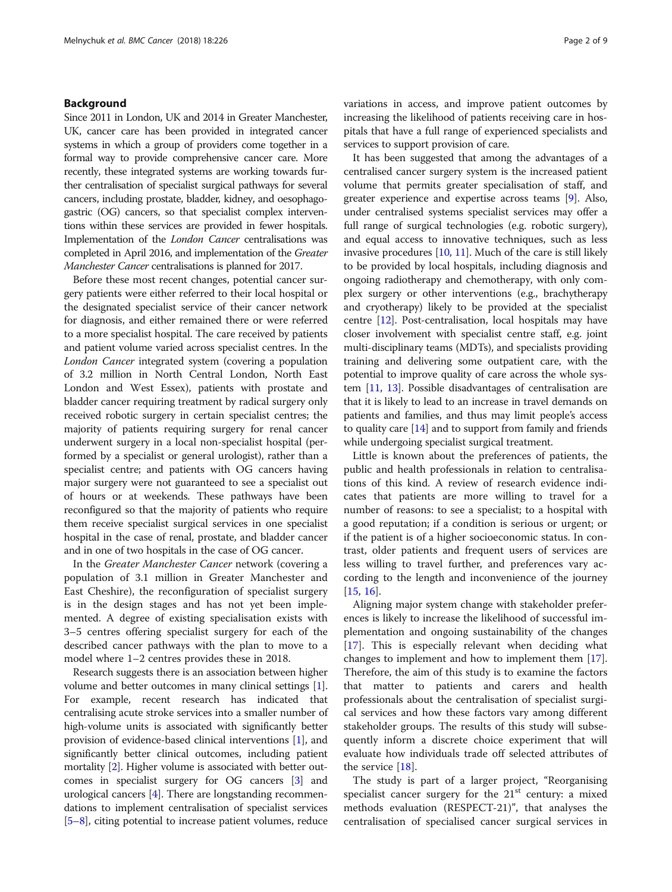## Background

Since 2011 in London, UK and 2014 in Greater Manchester, UK, cancer care has been provided in integrated cancer systems in which a group of providers come together in a formal way to provide comprehensive cancer care. More recently, these integrated systems are working towards further centralisation of specialist surgical pathways for several cancers, including prostate, bladder, kidney, and oesophago-gastric (OG) cancers, so that specialist complex interventions within these services are provided in fewer hospitals. Implementation of the *London Cancer* centralisations was completed in April 2016, and implementation of the *Greater Manchester Cancer* centralisations is planned for 2017.

Before these most recent changes, potential cancer surgery patients were either referred to their local hospital or the designated specialist service of their cancer network for diagnosis, and either remained there or were referred to a more specialist hospital. The care received by patients and patient volume varied across specialist centres. In the *London Cancer* integrated system (covering a population of 3.2 million in North Central London, North East London and West Essex), patients with prostate and bladder cancer requiring treatment by radical surgery only received robotic surgery in certain specialist centres; the majority of patients requiring surgery for renal cancer underwent surgery in a local non-specialist hospital (performed by a specialist or general urologist), rather than a specialist centre; and patients with OG cancers having major surgery were not guaranteed to see a specialist out of hours or at weekends. These pathways have been reconfigured so that the majority of patients who require them receive specialist surgical services in one specialist hospital in the case of renal, prostate, and bladder cancer and in one of two hospitals in the case of OG cancer.

In the *Greater Manchester Cancer* network (covering a population of 3.1 million in Greater Manchester and East Cheshire), the reconfiguration of specialist surgery is in the design stages and has not yet been implemented. A degree of existing specialisation exists with 3–5 centres offering specialist surgery for each of the described cancer pathways with the plan to move to a model where 1–2 centres provides these in 2018.

Research suggests there is an association between higher volume and better outcomes in many clinical settings [1]. For example, recent research has indicated that centralising acute stroke services into a smaller number of high-volume units is associated with significantly better provision of evidence-based clinical interventions [1], and significantly better clinical outcomes, including patient mortality [2]. Higher volume is associated with better outcomes in specialist surgery for OG cancers [3] and urological cancers [4]. There are longstanding recommendations to implement centralisation of specialist services [5–8], citing potential to increase patient volumes, reduce variations in access, and improve patient outcomes by increasing the likelihood of patients receiving care in hospitals that have a full range of experienced specialists and services to support provision of care.

It has been suggested that among the advantages of a centralised cancer surgery system is the increased patient volume that permits greater specialisation of staff, and greater experience and expertise across teams [9]. Also, under centralised systems specialist services may offer a full range of surgical technologies (e.g. robotic surgery), and equal access to innovative techniques, such as less invasive procedures [10, 11]. Much of the care is still likely to be provided by local hospitals, including diagnosis and ongoing radiotherapy and chemotherapy, with only complex surgery or other interventions (e.g., brachytherapy and cryotherapy) likely to be provided at the specialist centre [12]. Post-centralisation, local hospitals may have closer involvement with specialist centre staff, e.g. joint multi-disciplinary teams (MDTs), and specialists providing training and delivering some outpatient care, with the potential to improve quality of care across the whole system [11, 13]. Possible disadvantages of centralisation are that it is likely to lead to an increase in travel demands on patients and families, and thus may limit people's access to quality care [14] and to support from family and friends while undergoing specialist surgical treatment.

Little is known about the preferences of patients, the public and health professionals in relation to centralisations of this kind. A review of research evidence indicates that patients are more willing to travel for a number of reasons: to see a specialist; to a hospital with a good reputation; if a condition is serious or urgent; or if the patient is of a higher socioeconomic status. In contrast, older patients and frequent users of services are less willing to travel further, and preferences vary according to the length and inconvenience of the journey [15, 16].

Aligning major system change with stakeholder preferences is likely to increase the likelihood of successful implementation and ongoing sustainability of the changes [17]. This is especially relevant when deciding what changes to implement and how to implement them [17]. Therefore, the aim of this study is to examine the factors that matter to patients and carers and health professionals about the centralisation of specialist surgical services and how these factors vary among different stakeholder groups. The results of this study will subsequently inform a discrete choice experiment that will evaluate how individuals trade off selected attributes of the service [18].

The study is part of a larger project, "Reorganising specialist cancer surgery for the 21st century: a mixed methods evaluation (RESPECT-21)", that analyses the centralisation of specialised cancer surgical services in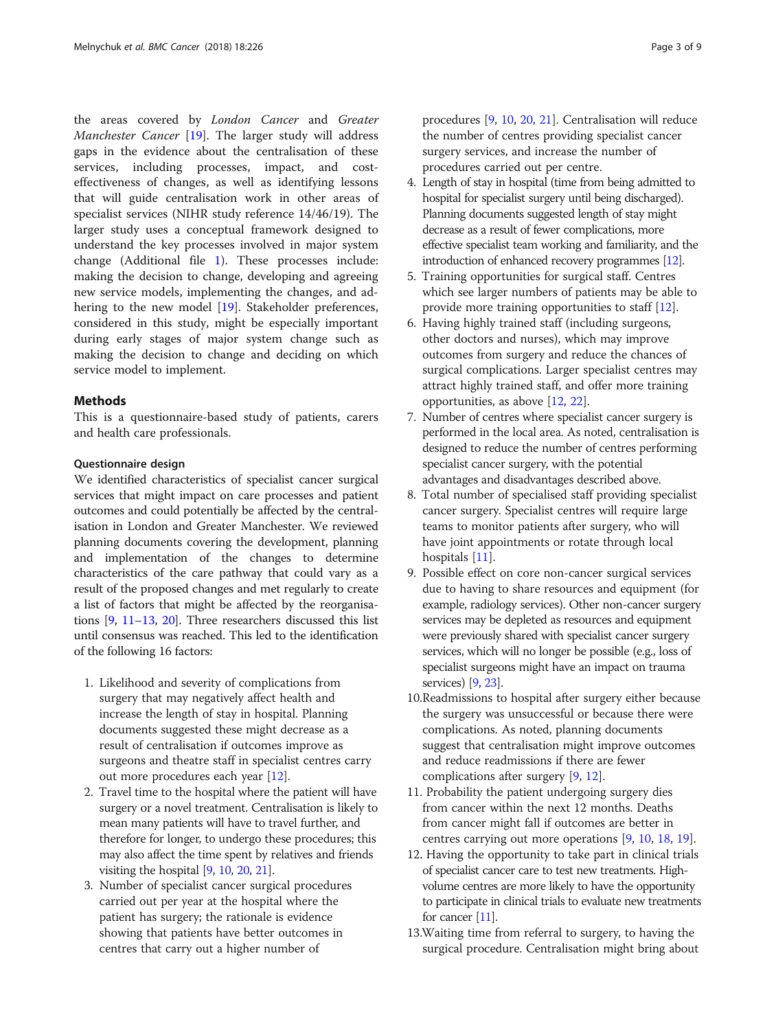the areas covered by *London Cancer* and *Greater Manchester Cancer* [19]. The larger study will address gaps in the evidence about the centralisation of these services, including processes, impact, and cost-effectiveness of changes, as well as identifying lessons that will guide centralisation work in other areas of specialist services (NIHR study reference 14/46/19). The larger study uses a conceptual framework designed to understand the key processes involved in major system change (Additional file 1). These processes include: making the decision to change, developing and agreeing new service models, implementing the changes, and adhering to the new model [19]. Stakeholder preferences, considered in this study, might be especially important during early stages of major system change such as making the decision to change and deciding on which service model to implement.

## Methods

This is a questionnaire-based study of patients, carers and health care professionals.

### Questionnaire design

We identified characteristics of specialist cancer surgical services that might impact on care processes and patient outcomes and could potentially be affected by the centralisation in London and Greater Manchester. We reviewed planning documents covering the development, planning and implementation of the changes to determine characteristics of the care pathway that could vary as a result of the proposed changes and met regularly to create a list of factors that might be affected by the reorganisations [9, 11–13, 20]. Three researchers discussed this list until consensus was reached. This led to the identification of the following 16 factors:

1. Likelihood and severity of complications from surgery that may negatively affect health and increase the length of stay in hospital. Planning documents suggested these might decrease as a result of centralisation if outcomes improve as surgeons and theatre staff in specialist centres carry out more procedures each year [12].
2. Travel time to the hospital where the patient will have surgery or a novel treatment. Centralisation is likely to mean many patients will have to travel further, and therefore for longer, to undergo these procedures; this may also affect the time spent by relatives and friends visiting the hospital [9, 10, 20, 21].
3. Number of specialist cancer surgical procedures carried out per year at the hospital where the patient has surgery; the rationale is evidence showing that patients have better outcomes in centres that carry out a higher number of procedures [9, 10, 20, 21]. Centralisation will reduce the number of centres providing specialist cancer surgery services, and increase the number of procedures carried out per centre.
4. Length of stay in hospital (time from being admitted to hospital for specialist surgery until being discharged). Planning documents suggested length of stay might decrease as a result of fewer complications, more effective specialist team working and familiarity, and the introduction of enhanced recovery programmes [12].
5. Training opportunities for surgical staff. Centres which see larger numbers of patients may be able to provide more training opportunities to staff [12].
6. Having highly trained staff (including surgeons, other doctors and nurses), which may improve outcomes from surgery and reduce the chances of surgical complications. Larger specialist centres may attract highly trained staff, and offer more training opportunities, as above [12, 22].
7. Number of centres where specialist cancer surgery is performed in the local area. As noted, centralisation is designed to reduce the number of centres performing specialist cancer surgery, with the potential advantages and disadvantages described above.
8. Total number of specialised staff providing specialist cancer surgery. Specialist centres will require large teams to monitor patients after surgery, who will have joint appointments or rotate through local hospitals [11].
9. Possible effect on core non-cancer surgical services due to having to share resources and equipment (for example, radiology services). Other non-cancer surgery services may be depleted as resources and equipment were previously shared with specialist cancer surgery services, which will no longer be possible (e.g., loss of specialist surgeons might have an impact on trauma services) [9, 23].
10. Readmissions to hospital after surgery either because the surgery was unsuccessful or because there were complications. As noted, planning documents suggest that centralisation might improve outcomes and reduce readmissions if there are fewer complications after surgery [9, 12].
11. Probability the patient undergoing surgery dies from cancer within the next 12 months. Deaths from cancer might fall if outcomes are better in centres carrying out more operations [9, 10, 18, 19].
12. Having the opportunity to take part in clinical trials of specialist cancer care to test new treatments. High-volume centres are more likely to have the opportunity to participate in clinical trials to evaluate new treatments for cancer [11].
13. Waiting time from referral to surgery, to having the surgical procedure. Centralisation might bring about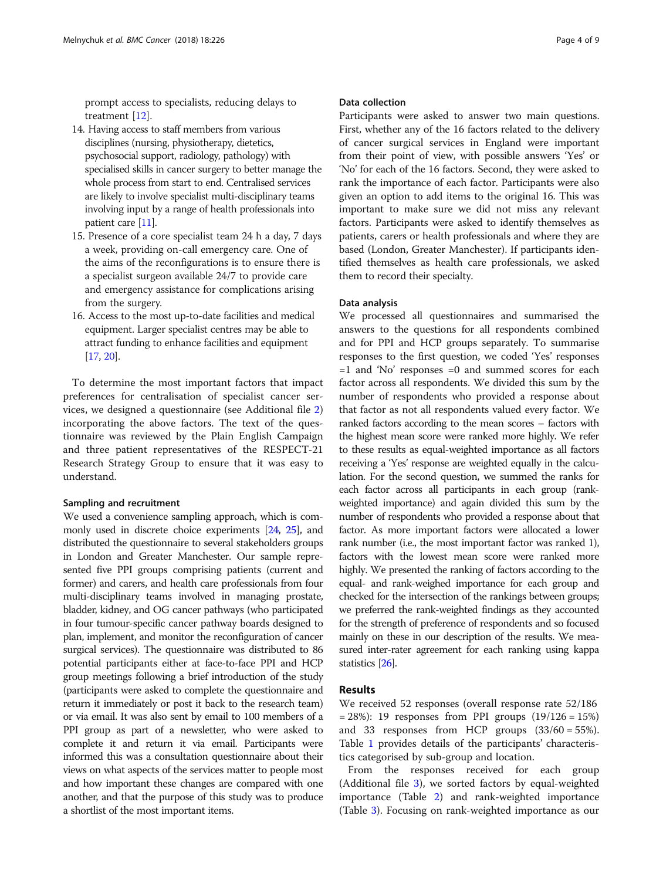prompt access to specialists, reducing delays to treatment [12].

14. Having access to staff members from various disciplines (nursing, physiotherapy, dietetics, psychosocial support, radiology, pathology) with specialised skills in cancer surgery to better manage the whole process from start to end. Centralised services are likely to involve specialist multi-disciplinary teams involving input by a range of health professionals into patient care [11].
15. Presence of a core specialist team 24 h a day, 7 days a week, providing on-call emergency care. One of the aims of the reconfigurations is to ensure there is a specialist surgeon available 24/7 to provide care and emergency assistance for complications arising from the surgery.
16. Access to the most up-to-date facilities and medical equipment. Larger specialist centres may be able to attract funding to enhance facilities and equipment [17, 20].

To determine the most important factors that impact preferences for centralisation of specialist cancer services, we designed a questionnaire (see Additional file 2) incorporating the above factors. The text of the questionnaire was reviewed by the Plain English Campaign and three patient representatives of the RESPECT-21 Research Strategy Group to ensure that it was easy to understand.

### Sampling and recruitment

We used a convenience sampling approach, which is commonly used in discrete choice experiments [24, 25], and distributed the questionnaire to several stakeholders groups in London and Greater Manchester. Our sample represented five PPI groups comprising patients (current and former) and carers, and health care professionals from four multi-disciplinary teams involved in managing prostate, bladder, kidney, and OG cancer pathways (who participated in four tumour-specific cancer pathway boards designed to plan, implement, and monitor the reconfiguration of cancer surgical services). The questionnaire was distributed to 86 potential participants either at face-to-face PPI and HCP group meetings following a brief introduction of the study (participants were asked to complete the questionnaire and return it immediately or post it back to the research team) or via email. It was also sent by email to 100 members of a PPI group as part of a newsletter, who were asked to complete it and return it via email. Participants were informed this was a consultation questionnaire about their views on what aspects of the services matter to people most and how important these changes are compared with one another, and that the purpose of this study was to produce a shortlist of the most important items.

### Data collection

Participants were asked to answer two main questions. First, whether any of the 16 factors related to the delivery of cancer surgical services in England were important from their point of view, with possible answers 'Yes' or 'No' for each of the 16 factors. Second, they were asked to rank the importance of each factor. Participants were also given an option to add items to the original 16. This was important to make sure we did not miss any relevant factors. Participants were asked to identify themselves as patients, carers or health professionals and where they are based (London, Greater Manchester). If participants identified themselves as health care professionals, we asked them to record their specialty.

### Data analysis

We processed all questionnaires and summarised the answers to the questions for all respondents combined and for PPI and HCP groups separately. To summarise responses to the first question, we coded 'Yes' responses =1 and 'No' responses =0 and summed scores for each factor across all respondents. We divided this sum by the number of respondents who provided a response about that factor as not all respondents valued every factor. We ranked factors according to the mean scores – factors with the highest mean score were ranked more highly. We refer to these results as equal-weighted importance as all factors receiving a 'Yes' response are weighted equally in the calculation. For the second question, we summed the ranks for each factor across all participants in each group (rank-weighted importance) and again divided this sum by the number of respondents who provided a response about that factor. As more important factors were allocated a lower rank number (i.e., the most important factor was ranked 1), factors with the lowest mean score were ranked more highly. We presented the ranking of factors according to the equal- and rank-weighed importance for each group and checked for the intersection of the rankings between groups; we preferred the rank-weighted findings as they accounted for the strength of preference of respondents and so focused mainly on these in our description of the results. We measured inter-rater agreement for each ranking using kappa statistics [26].

## Results

We received 52 responses (overall response rate 52/186 = 28%): 19 responses from PPI groups (19/126 = 15%) and 33 responses from HCP groups (33/60 = 55%). Table 1 provides details of the participants' characteristics categorised by sub-group and location.

From the responses received for each group (Additional file 3), we sorted factors by equal-weighted importance (Table 2) and rank-weighted importance (Table 3). Focusing on rank-weighted importance as our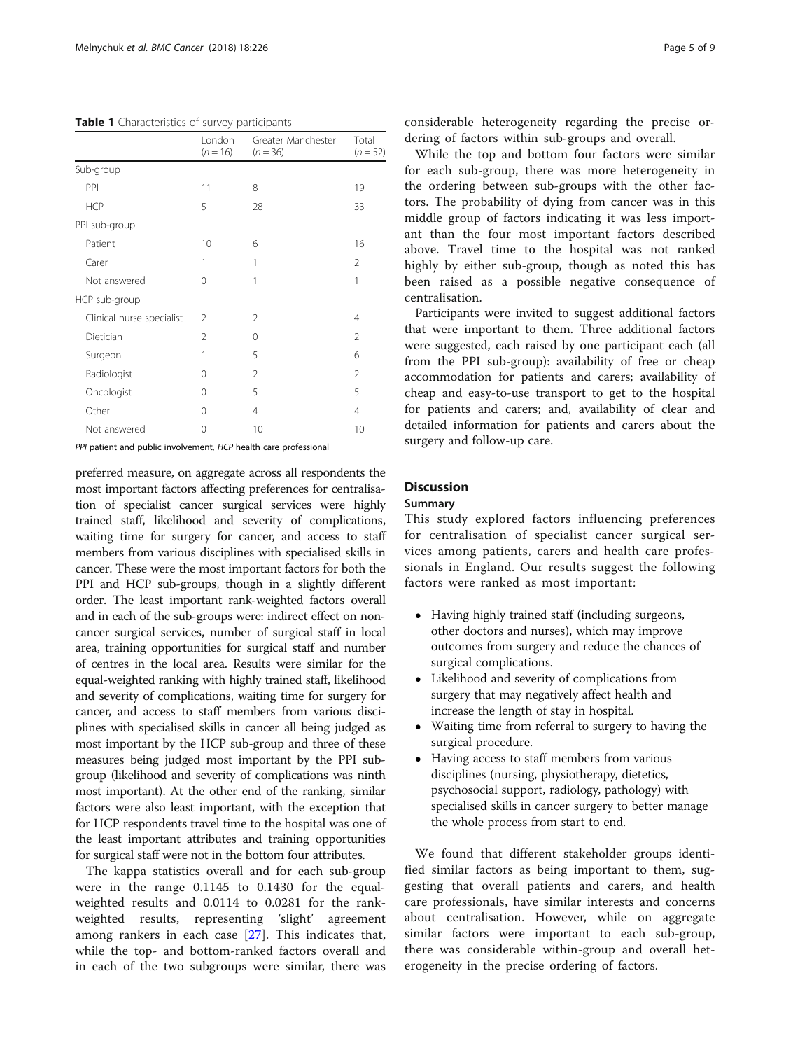**Table 1** Characteristics of survey participants

| | London (n = 16) | Greater Manchester (n = 36) | Total (n = 52) |
|---|---|---|---|
| Sub-group | | | |
| PPI | 11 | 8 | 19 |
| HCP | 5 | 28 | 33 |
| PPI sub-group | | | |
| Patient | 10 | 6 | 16 |
| Carer | 1 | 1 | 2 |
| Not answered | 0 | 1 | 1 |
| HCP sub-group | | | |
| Clinical nurse specialist | 2 | 2 | 4 |
| Dietician | 2 | 0 | 2 |
| Surgeon | 1 | 5 | 6 |
| Radiologist | 0 | 2 | 2 |
| Oncologist | 0 | 5 | 5 |
| Other | 0 | 4 | 4 |
| Not answered | 0 | 10 | 10 |

*PPI* patient and public involvement, *HCP* health care professional

preferred measure, on aggregate across all respondents the most important factors affecting preferences for centralisation of specialist cancer surgical services were highly trained staff, likelihood and severity of complications, waiting time for surgery for cancer, and access to staff members from various disciplines with specialised skills in cancer. These were the most important factors for both the PPI and HCP sub-groups, though in a slightly different order. The least important rank-weighted factors overall and in each of the sub-groups were: indirect effect on non-cancer surgical services, number of surgical staff in local area, training opportunities for surgical staff and number of centres in the local area. Results were similar for the equal-weighted ranking with highly trained staff, likelihood and severity of complications, waiting time for surgery for cancer, and access to staff members from various disciplines with specialised skills in cancer all being judged as most important by the HCP sub-group and three of these measures being judged most important by the PPI sub-group (likelihood and severity of complications was ninth most important). At the other end of the ranking, similar factors were also least important, with the exception that for HCP respondents travel time to the hospital was one of the least important attributes and training opportunities for surgical staff were not in the bottom four attributes.

The kappa statistics overall and for each sub-group were in the range 0.1145 to 0.1430 for the equal-weighted results and 0.0114 to 0.0281 for the rank-weighted results, representing 'slight' agreement among rankers in each case [27]. This indicates that, while the top- and bottom-ranked factors overall and in each of the two subgroups were similar, there was considerable heterogeneity regarding the precise ordering of factors within sub-groups and overall.

While the top and bottom four factors were similar for each sub-group, there was more heterogeneity in the ordering between sub-groups with the other factors. The probability of dying from cancer was in this middle group of factors indicating it was less important than the four most important factors described above. Travel time to the hospital was not ranked highly by either sub-group, though as noted this has been raised as a possible negative consequence of centralisation.

Participants were invited to suggest additional factors that were important to them. Three additional factors were suggested, each raised by one participant each (all from the PPI sub-group): availability of free or cheap accommodation for patients and carers; availability of cheap and easy-to-use transport to get to the hospital for patients and carers; and, availability of clear and detailed information for patients and carers about the surgery and follow-up care.

## Discussion

### Summary

This study explored factors influencing preferences for centralisation of specialist cancer surgical services among patients, carers and health care professionals in England. Our results suggest the following factors were ranked as most important:

- Having highly trained staff (including surgeons, other doctors and nurses), which may improve outcomes from surgery and reduce the chances of surgical complications.
- Likelihood and severity of complications from surgery that may negatively affect health and increase the length of stay in hospital.
- Waiting time from referral to surgery to having the surgical procedure.
- Having access to staff members from various disciplines (nursing, physiotherapy, dietetics, psychosocial support, radiology, pathology) with specialised skills in cancer surgery to better manage the whole process from start to end.

We found that different stakeholder groups identified similar factors as being important to them, suggesting that overall patients and carers, and health care professionals, have similar interests and concerns about centralisation. However, while on aggregate similar factors were important to each sub-group, there was considerable within-group and overall heterogeneity in the precise ordering of factors.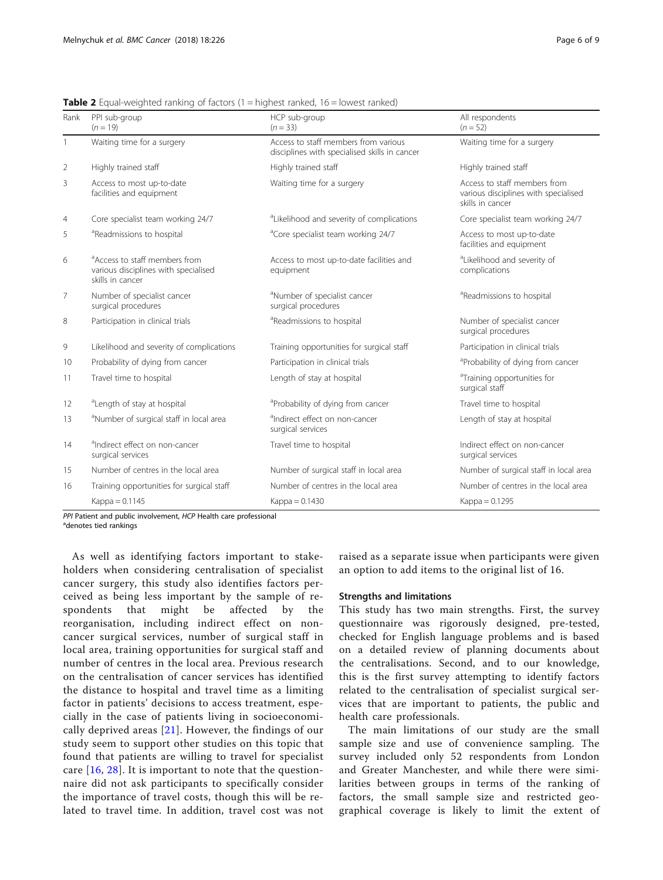**Table 2** Equal-weighted ranking of factors (1 = highest ranked, 16 = lowest ranked)

| Rank | PPI sub-group (n = 19) | HCP sub-group (n = 33) | All respondents (n = 52) |
|---|---|---|---|
| 1 | Waiting time for a surgery | Access to staff members from various disciplines with specialised skills in cancer | Waiting time for a surgery |
| 2 | Highly trained staff | Highly trained staff | Highly trained staff |
| 3 | Access to most up-to-date facilities and equipment | Waiting time for a surgery | Access to staff members from various disciplines with specialised skills in cancer |
| 4 | Core specialist team working 24/7 | [a]Likelihood and severity of complications | Core specialist team working 24/7 |
| 5 | [a]Readmissions to hospital | [a]Core specialist team working 24/7 | Access to most up-to-date facilities and equipment |
| 6 | [a]Access to staff members from various disciplines with specialised skills in cancer | Access to most up-to-date facilities and equipment | [a]Likelihood and severity of complications |
| 7 | Number of specialist cancer surgical procedures | [a]Number of specialist cancer surgical procedures | [a]Readmissions to hospital |
| 8 | Participation in clinical trials | [a]Readmissions to hospital | Number of specialist cancer surgical procedures |
| 9 | Likelihood and severity of complications | Training opportunities for surgical staff | Participation in clinical trials |
| 10 | Probability of dying from cancer | Participation in clinical trials | [a]Probability of dying from cancer |
| 11 | Travel time to hospital | Length of stay at hospital | [a]Training opportunities for surgical staff |
| 12 | [a]Length of stay at hospital | [a]Probability of dying from cancer | Travel time to hospital |
| 13 | [a]Number of surgical staff in local area | [a]Indirect effect on non-cancer surgical services | Length of stay at hospital |
| 14 | [a]Indirect effect on non-cancer surgical services | Travel time to hospital | Indirect effect on non-cancer surgical services |
| 15 | Number of centres in the local area | Number of surgical staff in local area | Number of surgical staff in local area |
| 16 | Training opportunities for surgical staff | Number of centres in the local area | Number of centres in the local area |
| | Kappa = 0.1145 | Kappa = 0.1430 | Kappa = 0.1295 |

*PPI* Patient and public involvement, *HCP* Health care professional
[a]denotes tied rankings

As well as identifying factors important to stakeholders when considering centralisation of specialist cancer surgery, this study also identifies factors perceived as being less important by the sample of respondents that might be affected by the reorganisation, including indirect effect on non-cancer surgical services, number of surgical staff in local area, training opportunities for surgical staff and number of centres in the local area. Previous research on the centralisation of cancer services has identified the distance to hospital and travel time as a limiting factor in patients' decisions to access treatment, especially in the case of patients living in socioeconomically deprived areas [21]. However, the findings of our study seem to support other studies on this topic that found that patients are willing to travel for specialist care [16, 28]. It is important to note that the questionnaire did not ask participants to specifically consider the importance of travel costs, though this will be related to travel time. In addition, travel cost was not raised as a separate issue when participants were given an option to add items to the original list of 16.

### Strengths and limitations

This study has two main strengths. First, the survey questionnaire was rigorously designed, pre-tested, checked for English language problems and is based on a detailed review of planning documents about the centralisations. Second, and to our knowledge, this is the first survey attempting to identify factors related to the centralisation of specialist surgical services that are important to patients, the public and health care professionals.

The main limitations of our study are the small sample size and use of convenience sampling. The survey included only 52 respondents from London and Greater Manchester, and while there were similarities between groups in terms of the ranking of factors, the small sample size and restricted geographical coverage is likely to limit the extent of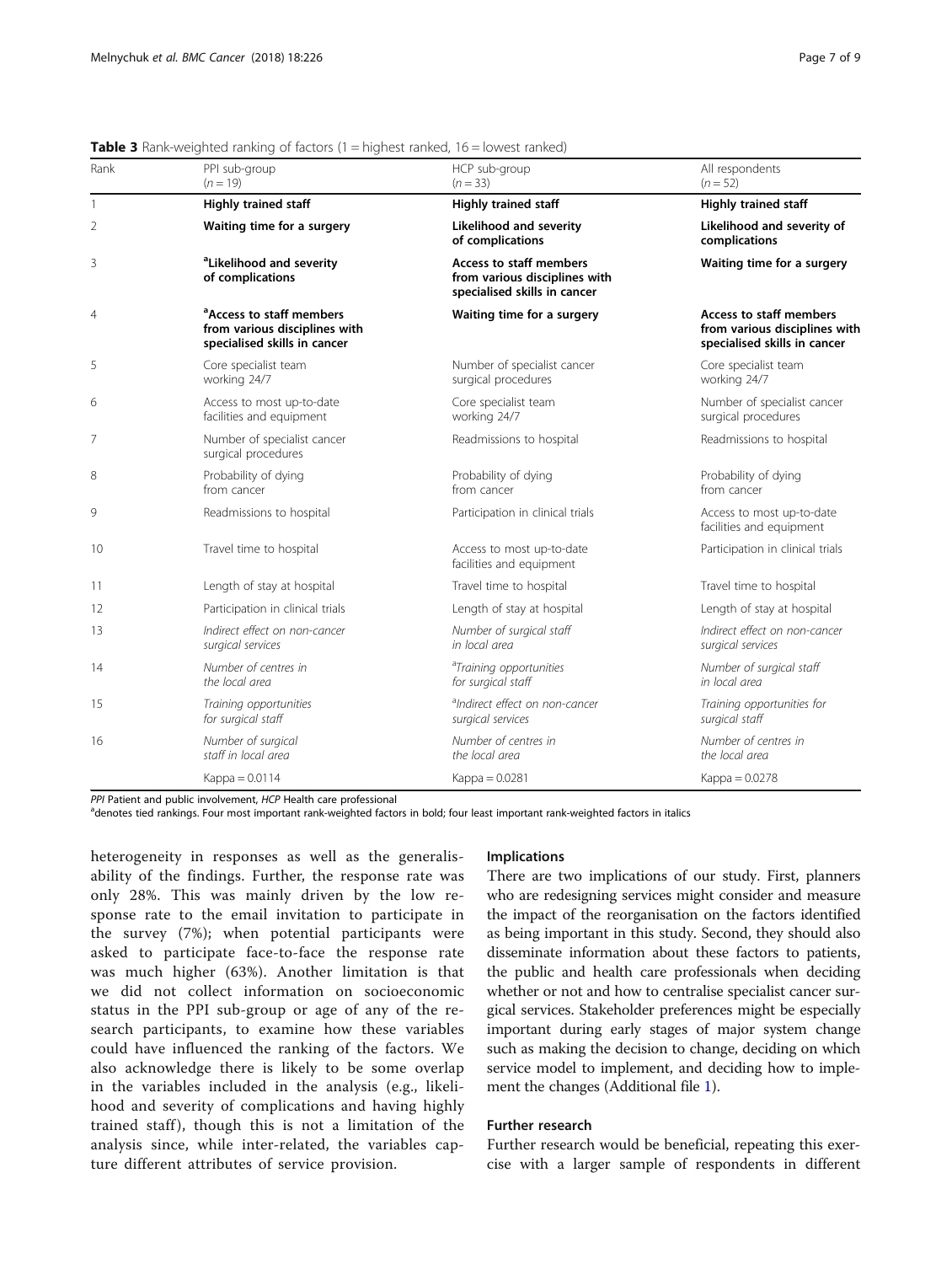**Table 3** Rank-weighted ranking of factors (1 = highest ranked, 16 = lowest ranked)

| Rank | PPI sub-group ($n = 19$) | HCP sub-group ($n = 33$) | All respondents ($n = 52$) |
|---|---|---|---|
| 1 | **Highly trained staff** | **Highly trained staff** | **Highly trained staff** |
| 2 | **Waiting time for a surgery** | **Likelihood and severity of complications** | **Likelihood and severity of complications** |
| 3 | **[a]Likelihood and severity of complications** | **Access to staff members from various disciplines with specialised skills in cancer** | **Waiting time for a surgery** |
| 4 | **[a]Access to staff members from various disciplines with specialised skills in cancer** | **Waiting time for a surgery** | **Access to staff members from various disciplines with specialised skills in cancer** |
| 5 | Core specialist team working 24/7 | Number of specialist cancer surgical procedures | Core specialist team working 24/7 |
| 6 | Access to most up-to-date facilities and equipment | Core specialist team working 24/7 | Number of specialist cancer surgical procedures |
| 7 | Number of specialist cancer surgical procedures | Readmissions to hospital | Readmissions to hospital |
| 8 | Probability of dying from cancer | Probability of dying from cancer | Probability of dying from cancer |
| 9 | Readmissions to hospital | Participation in clinical trials | Access to most up-to-date facilities and equipment |
| 10 | Travel time to hospital | Access to most up-to-date facilities and equipment | Participation in clinical trials |
| 11 | Length of stay at hospital | Travel time to hospital | Travel time to hospital |
| 12 | Participation in clinical trials | Length of stay at hospital | Length of stay at hospital |
| 13 | *Indirect effect on non-cancer surgical services* | *Number of surgical staff in local area* | *Indirect effect on non-cancer surgical services* |
| 14 | *Number of centres in the local area* | *[a]Training opportunities for surgical staff* | *Number of surgical staff in local area* |
| 15 | *Training opportunities for surgical staff* | *[a]Indirect effect on non-cancer surgical services* | *Training opportunities for surgical staff* |
| 16 | *Number of surgical staff in local area* | *Number of centres in the local area* | *Number of centres in the local area* |
| | Kappa = 0.0114 | Kappa = 0.0281 | Kappa = 0.0278 |

*PPI* Patient and public involvement, *HCP* Health care professional
[a]denotes tied rankings. Four most important rank-weighted factors in bold; four least important rank-weighted factors in italics

heterogeneity in responses as well as the generalisability of the findings. Further, the response rate was only 28%. This was mainly driven by the low response rate to the email invitation to participate in the survey (7%); when potential participants were asked to participate face-to-face the response rate was much higher (63%). Another limitation is that we did not collect information on socioeconomic status in the PPI sub-group or age of any of the research participants, to examine how these variables could have influenced the ranking of the factors. We also acknowledge there is likely to be some overlap in the variables included in the analysis (e.g., likelihood and severity of complications and having highly trained staff), though this is not a limitation of the analysis since, while inter-related, the variables capture different attributes of service provision.

### Implications

There are two implications of our study. First, planners who are redesigning services might consider and measure the impact of the reorganisation on the factors identified as being important in this study. Second, they should also disseminate information about these factors to patients, the public and health care professionals when deciding whether or not and how to centralise specialist cancer surgical services. Stakeholder preferences might be especially important during early stages of major system change such as making the decision to change, deciding on which service model to implement, and deciding how to implement the changes (Additional file 1).

### Further research

Further research would be beneficial, repeating this exercise with a larger sample of respondents in different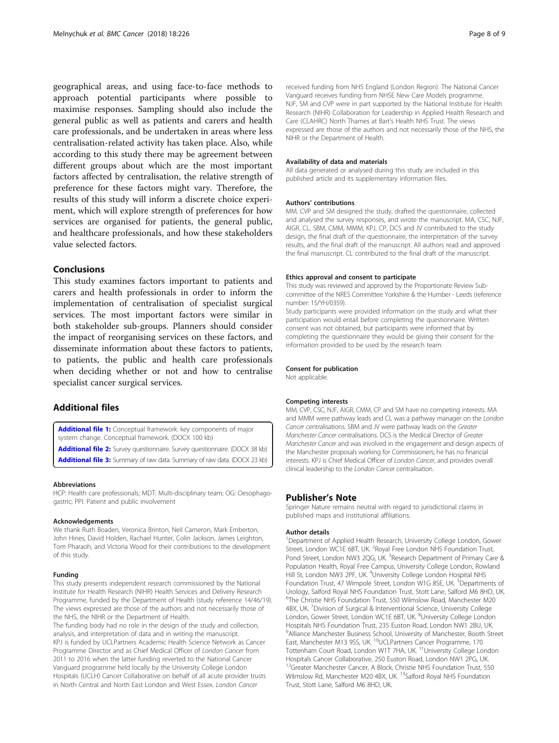geographical areas, and using face-to-face methods to approach potential participants where possible to maximise responses. Sampling should also include the general public as well as patients and carers and health care professionals, and be undertaken in areas where less centralisation-related activity has taken place. Also, while according to this study there may be agreement between different groups about which are the most important factors affected by centralisation, the relative strength of preference for these factors might vary. Therefore, the results of this study will inform a discrete choice experiment, which will explore strength of preferences for how services are organised for patients, the general public, and healthcare professionals, and how these stakeholders value selected factors.

## Conclusions

This study examines factors important to patients and carers and health professionals in order to inform the implementation of centralisation of specialist surgical services. The most important factors were similar in both stakeholder sub-groups. Planners should consider the impact of reorganising services on these factors, and disseminate information about these factors to patients, to patients, the public and health care professionals when deciding whether or not and how to centralise specialist cancer surgical services.

## Additional files

**Additional file 1:** Conceptual framework: key components of major system change. Conceptual framework. (DOCX 100 kb)

**Additional file 2:** Survey questionnaire. Survey questionnaire. (DOCX 38 kb)

**Additional file 3:** Summary of raw data. Summary of raw data. (DOCX 23 kb)

### Abbreviations

HCP: Health care professionals; MDT: Multi-disciplinary team; OG: Oesophago-gastric; PPI: Patient and public involvement

### Acknowledgements

We thank Ruth Boaden, Veronica Brinton, Neil Cameron, Mark Emberton, John Hines, David Holden, Rachael Hunter, Colin Jackson, James Leighton, Tom Pharaoh, and Victoria Wood for their contributions to the development of this study.

### Funding

This study presents independent research commissioned by the National Institute for Health Research (NIHR) Health Services and Delivery Research Programme, funded by the Department of Health (study reference 14/46/19). The views expressed are those of the authors and not necessarily those of the NHS, the NIHR or the Department of Health.

The funding body had no role in the design of the study and collection, analysis, and interpretation of data and in writing the manuscript.

KPJ is funded by UCLPartners Academic Health Science Network as Cancer Programme Director and as Chief Medical Officer of *London Cancer* from 2011 to 2016 when the latter funding reverted to the National Cancer Vanguard programme held locally by the University College London Hospitals (UCLH) Cancer Collaborative on behalf of all acute provider trusts in North Central and North East London and West Essex. *London Cancer* received funding from NHS England (London Region). The National Cancer Vanguard receives funding from NHSE New Care Models programme.

NJF, SM and CVP were in part supported by the National Institute for Health Research (NIHR) Collaboration for Leadership in Applied Health Research and Care (CLAHRC) North Thames at Bart's Health NHS Trust. The views expressed are those of the authors and not necessarily those of the NHS, the NIHR or the Department of Health.

### Availability of data and materials

All data generated or analysed during this study are included in this published article and its supplementary information files.

### Authors' contributions

MM, CVP and SM designed the study, drafted the questionnaire, collected and analysed the survey responses, and wrote the manuscript. MA, CSC, NJF, AIGR, CL, SBM, CMM, MMM, KPJ, CP, DCS and JV contributed to the study design, the final draft of the questionnaire, the interpretation of the survey results, and the final draft of the manuscript. All authors read and approved the final manuscript. CL contributed to the final draft of the manuscript.

### Ethics approval and consent to participate

This study was reviewed and approved by the Proportionate Review Sub-committee of the NRES Committee Yorkshire & the Humber - Leeds (reference number: 15/YH/0359).

Study participants were provided information on the study and what their participation would entail before completing the questionnaire. Written consent was not obtained, but participants were informed that by completing the questionnaire they would be giving their consent for the information provided to be used by the research team.

### Consent for publication

Not applicable.

### Competing interests

MM, CVP, CSC, NJF, AIGR, CMM, CP and SM have no competing interests. MA and MMM were pathway leads and CL was a pathway manager on the *London Cancer* centralisations. SBM and JV were pathway leads on the *Greater Manchester Cancer* centralisations. DCS is the Medical Director of *Greater Manchester Cancer* and was involved in the engagement and design aspects of the Manchester proposals working for Commissioners; he has no financial interests. KPJ is Chief Medical Officer of *London Cancer*, and provides overall clinical leadership to the *London Cancer* centralisation.

## Publisher's Note

Springer Nature remains neutral with regard to jurisdictional claims in published maps and institutional affiliations.

### Author details

[1]Department of Applied Health Research, University College London, Gower Street, London WC1E 6BT, UK. [2]Royal Free London NHS Foundation Trust, Pond Street, London NW3 2QG, UK. [3]Research Department of Primary Care & Population Health, Royal Free Campus, University College London, Rowland Hill St, London NW3 2PF, UK. [4]University College London Hospital NHS Foundation Trust, 47 Wimpole Street, London W1G 8SE, UK. [5]Departments of Urology, Salford Royal NHS Foundation Trust, Stott Lane, Salford M6 8HD, UK. [6]The Christie NHS Foundation Trust, 550 Wilmslow Road, Manchester M20 4BX, UK. [7]Division of Surgical & Interventional Science, University College London, Gower Street, London WC1E 6BT, UK. [8]University College London Hospitals NHS Foundation Trust, 235 Euston Road, London NW1 2BU, UK. [9]Alliance Manchester Business School, University of Manchester, Booth Street East, Manchester M13 9SS, UK. [10]UCLPartners Cancer Programme, 170 Tottenham Court Road, London W1T 7HA, UK. [11]University College London Hospitals Cancer Collaborative, 250 Euston Road, London NW1 2PG, UK. [12]Greater Manchester Cancer, A Block, Christie NHS Foundation Trust, 550 Wilmslow Rd, Manchester M20 4BX, UK. [13]Salford Royal NHS Foundation Trust, Stott Lane, Salford M6 8HD, UK.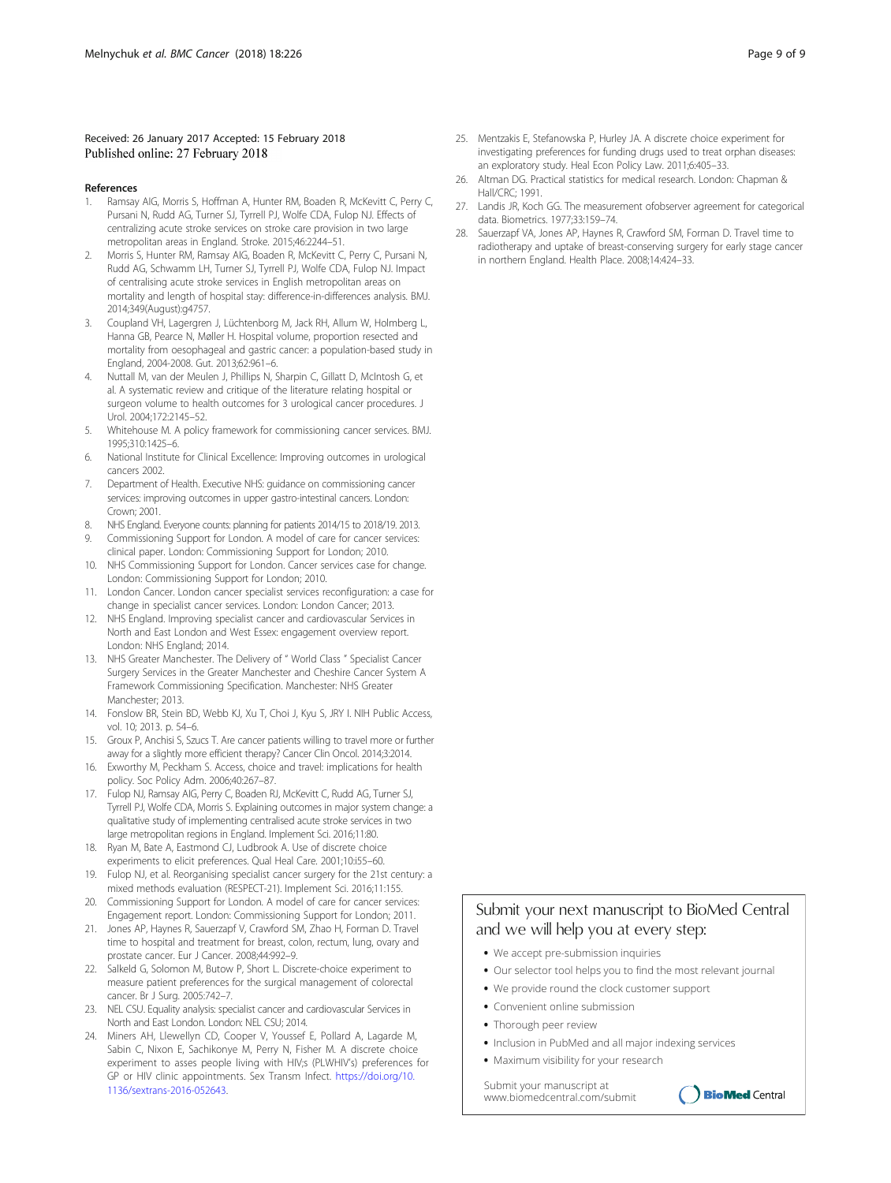Received: 26 January 2017 Accepted: 15 February 2018
Published online: 27 February 2018

### References

1. Ramsay AIG, Morris S, Hoffman A, Hunter RM, Boaden R, McKevitt C, Perry C, Pursani N, Rudd AG, Turner SJ, Tyrrell PJ, Wolfe CDA, Fulop NJ. Effects of centralizing acute stroke services on stroke care provision in two large metropolitan areas in England. Stroke. 2015;46:2244–51.
2. Morris S, Hunter RM, Ramsay AIG, Boaden R, McKevitt C, Perry C, Pursani N, Rudd AG, Schwamm LH, Turner SJ, Tyrrell PJ, Wolfe CDA, Fulop NJ. Impact of centralising acute stroke services in English metropolitan areas on mortality and length of hospital stay: difference-in-differences analysis. BMJ. 2014;349(August):g4757.
3. Coupland VH, Lagergren J, Lüchtenborg M, Jack RH, Allum W, Holmberg L, Hanna GB, Pearce N, Møller H. Hospital volume, proportion resected and mortality from oesophageal and gastric cancer: a population-based study in England, 2004-2008. Gut. 2013;62:961–6.
4. Nuttall M, van der Meulen J, Phillips N, Sharpin C, Gillatt D, McIntosh G, et al. A systematic review and critique of the literature relating hospital or surgeon volume to health outcomes for 3 urological cancer procedures. J Urol. 2004;172:2145–52.
5. Whitehouse M. A policy framework for commissioning cancer services. BMJ. 1995;310:1425–6.
6. National Institute for Clinical Excellence: Improving outcomes in urological cancers 2002.
7. Department of Health. Executive NHS: guidance on commissioning cancer services: improving outcomes in upper gastro-intestinal cancers. London: Crown; 2001.
8. NHS England. Everyone counts: planning for patients 2014/15 to 2018/19. 2013.
9. Commissioning Support for London. A model of care for cancer services: clinical paper. London: Commissioning Support for London; 2010.
10. NHS Commissioning Support for London. Cancer services case for change. London: Commissioning Support for London; 2010.
11. London Cancer. London cancer specialist services reconfiguration: a case for change in specialist cancer services. London: London Cancer; 2013.
12. NHS England. Improving specialist cancer and cardiovascular Services in North and East London and West Essex: engagement overview report. London: NHS England; 2014.
13. NHS Greater Manchester. The Delivery of " World Class " Specialist Cancer Surgery Services in the Greater Manchester and Cheshire Cancer System A Framework Commissioning Specification. Manchester: NHS Greater Manchester; 2013.
14. Fonslow BR, Stein BD, Webb KJ, Xu T, Choi J, Kyu S, JRY I. NIH Public Access, vol. 10; 2013. p. 54–6.
15. Groux P, Anchisi S, Szucs T. Are cancer patients willing to travel more or further away for a slightly more efficient therapy? Cancer Clin Oncol. 2014;3:2014.
16. Exworthy M, Peckham S. Access, choice and travel: implications for health policy. Soc Policy Adm. 2006;40:267–87.
17. Fulop NJ, Ramsay AIG, Perry C, Boaden RJ, McKevitt C, Rudd AG, Turner SJ, Tyrrell PJ, Wolfe CDA, Morris S. Explaining outcomes in major system change: a qualitative study of implementing centralised acute stroke services in two large metropolitan regions in England. Implement Sci. 2016;11:80.
18. Ryan M, Bate A, Eastmond CJ, Ludbrook A. Use of discrete choice experiments to elicit preferences. Qual Heal Care. 2001;10:i55–60.
19. Fulop NJ, et al. Reorganising specialist cancer surgery for the 21st century: a mixed methods evaluation (RESPECT-21). Implement Sci. 2016;11:155.
20. Commissioning Support for London. A model of care for cancer services: Engagement report. London: Commissioning Support for London; 2011.
21. Jones AP, Haynes R, Sauerzapf V, Crawford SM, Zhao H, Forman D. Travel time to hospital and treatment for breast, colon, rectum, lung, ovary and prostate cancer. Eur J Cancer. 2008;44:992–9.
22. Salkeld G, Solomon M, Butow P, Short L. Discrete-choice experiment to measure patient preferences for the surgical management of colorectal cancer. Br J Surg. 2005:742–7.
23. NEL CSU. Equality analysis: specialist cancer and cardiovascular Services in North and East London. London: NEL CSU; 2014.
24. Miners AH, Llewellyn CD, Cooper V, Youssef E, Pollard A, Lagarde M, Sabin C, Nixon E, Sachikonye M, Perry N, Fisher M. A discrete choice experiment to asses people living with HIV;s (PLWHIV's) preferences for GP or HIV clinic appointments. Sex Transm Infect. https://doi.org/10.1136/sextrans-2016-052643.
25. Mentzakis E, Stefanowska P, Hurley JA. A discrete choice experiment for investigating preferences for funding drugs used to treat orphan diseases: an exploratory study. Heal Econ Policy Law. 2011;6:405–33.
26. Altman DG. Practical statistics for medical research. London: Chapman & Hall/CRC; 1991.
27. Landis JR, Koch GG. The measurement ofobserver agreement for categorical data. Biometrics. 1977;33:159–74.
28. Sauerzapf VA, Jones AP, Haynes R, Crawford SM, Forman D. Travel time to radiotherapy and uptake of breast-conserving surgery for early stage cancer in northern England. Health Place. 2008;14:424–33.

Submit your next manuscript to BioMed Central and we will help you at every step:

- We accept pre-submission inquiries
- Our selector tool helps you to find the most relevant journal
- We provide round the clock customer support
- Convenient online submission
- Thorough peer review
- Inclusion in PubMed and all major indexing services
- Maximum visibility for your research

Submit your manuscript at
www.biomedcentral.com/submit

BioMed Central